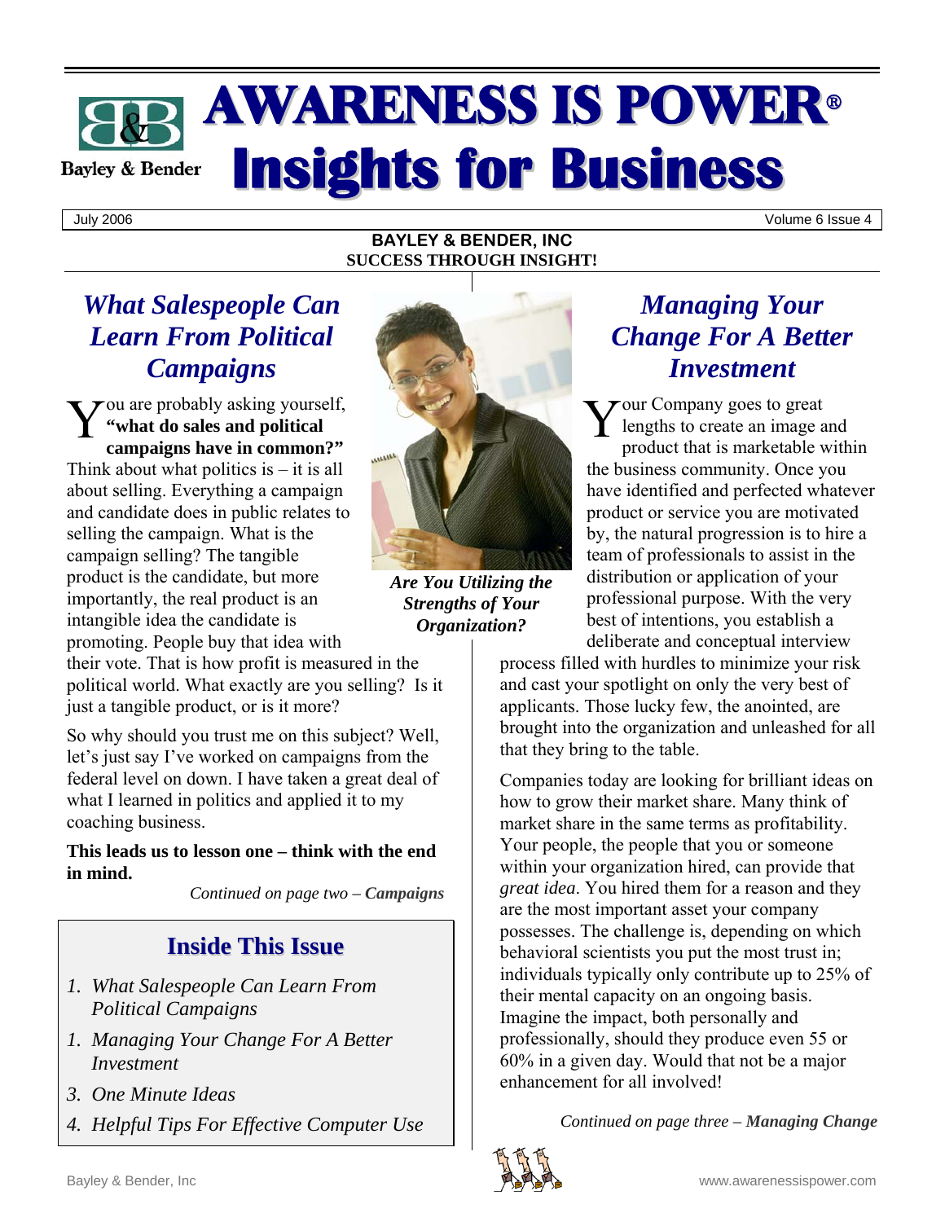# AWARENESS IS POWER®
# Insights for Business

Bayley & Bender

July 2006 Volume 6 Issue 4

**BAYLEY & BENDER, INC**
**SUCCESS THROUGH INSIGHT!**

## *What Salespeople Can Learn From Political Campaigns*

You are probably asking yourself, **"what do sales and political campaigns have in common?"** Think about what politics is – it is all about selling. Everything a campaign and candidate does in public relates to selling the campaign. What is the campaign selling? The tangible product is the candidate, but more importantly, the real product is an intangible idea the candidate is promoting. People buy that idea with their vote. That is how profit is measured in the political world. What exactly are you selling? Is it just a tangible product, or is it more?

So why should you trust me on this subject? Well, let's just say I've worked on campaigns from the federal level on down. I have taken a great deal of what I learned in politics and applied it to my coaching business.

**This leads us to lesson one – think with the end in mind.**

*Continued on page two – **Campaigns***

***Are You Utilizing the Strengths of Your Organization?***

## *Managing Your Change For A Better Investment*

Your Company goes to great lengths to create an image and product that is marketable within the business community. Once you have identified and perfected whatever product or service you are motivated by, the natural progression is to hire a team of professionals to assist in the distribution or application of your professional purpose. With the very best of intentions, you establish a deliberate and conceptual interview process filled with hurdles to minimize your risk and cast your spotlight on only the very best of applicants. Those lucky few, the anointed, are brought into the organization and unleashed for all that they bring to the table.

Companies today are looking for brilliant ideas on how to grow their market share. Many think of market share in the same terms as profitability. Your people, the people that you or someone within your organization hired, can provide that *great idea*. You hired them for a reason and they are the most important asset your company possesses. The challenge is, depending on which behavioral scientists you put the most trust in; individuals typically only contribute up to 25% of their mental capacity on an ongoing basis. Imagine the impact, both personally and professionally, should they produce even 55 or 60% in a given day. Would that not be a major enhancement for all involved!

*Continued on page three – **Managing Change***

## Inside This Issue

1. *What Salespeople Can Learn From Political Campaigns*
1. *Managing Your Change For A Better Investment*
3. *One Minute Ideas*
4. *Helpful Tips For Effective Computer Use*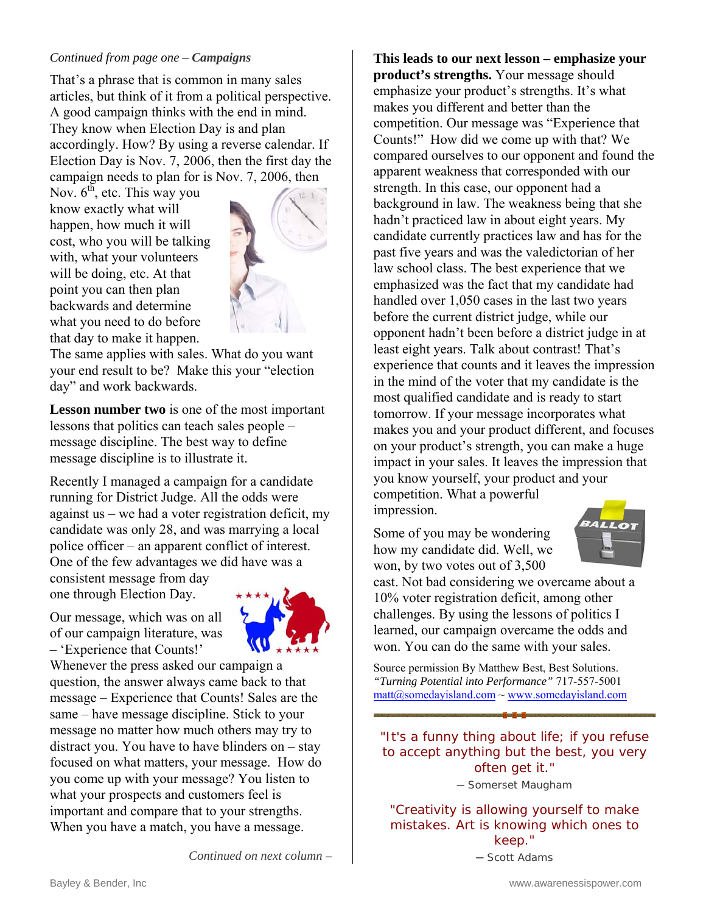*Continued from page one – **Campaigns***

That's a phrase that is common in many sales articles, but think of it from a political perspective. A good campaign thinks with the end in mind. They know when Election Day is and plan accordingly. How? By using a reverse calendar. If Election Day is Nov. 7, 2006, then the first day the campaign needs to plan for is Nov. 7, 2006, then Nov. 6th, etc. This way you know exactly what will happen, how much it will cost, who you will be talking with, what your volunteers will be doing, etc. At that point you can then plan backwards and determine what you need to do before that day to make it happen. The same applies with sales. What do you want your end result to be? Make this your "election day" and work backwards.

**Lesson number two** is one of the most important lessons that politics can teach sales people – message discipline. The best way to define message discipline is to illustrate it.

Recently I managed a campaign for a candidate running for District Judge. All the odds were against us – we had a voter registration deficit, my candidate was only 28, and was marrying a local police officer – an apparent conflict of interest. One of the few advantages we did have was a consistent message from day one through Election Day.

Our message, which was on all of our campaign literature, was – 'Experience that Counts!' Whenever the press asked our campaign a question, the answer always came back to that message – Experience that Counts! Sales are the same – have message discipline. Stick to your message no matter how much others may try to distract you. You have to have blinders on – stay focused on what matters, your message. How do you come up with your message? You listen to what your prospects and customers feel is important and compare that to your strengths. When you have a match, you have a message.

*Continued on next column –*

**This leads to our next lesson – emphasize your product's strengths.** Your message should emphasize your product's strengths. It's what makes you different and better than the competition. Our message was "Experience that Counts!" How did we come up with that? We compared ourselves to our opponent and found the apparent weakness that corresponded with our strength. In this case, our opponent had a background in law. The weakness being that she hadn't practiced law in about eight years. My candidate currently practices law and has for the past five years and was the valedictorian of her law school class. The best experience that we emphasized was the fact that my candidate had handled over 1,050 cases in the last two years before the current district judge, while our opponent hadn't been before a district judge in at least eight years. Talk about contrast! That's experience that counts and it leaves the impression in the mind of the voter that my candidate is the most qualified candidate and is ready to start tomorrow. If your message incorporates what makes you and your product different, and focuses on your product's strength, you can make a huge impact in your sales. It leaves the impression that you know yourself, your product and your competition. What a powerful impression.

Some of you may be wondering how my candidate did. Well, we won, by two votes out of 3,500 cast. Not bad considering we overcame about a 10% voter registration deficit, among other challenges. By using the lessons of politics I learned, our campaign overcame the odds and won. You can do the same with your sales.

Source permission By Matthew Best, Best Solutions. *"Turning Potential into Performance"* 717-557-5001
matt@somedayisland.com ~ www.somedayisland.com

"It's a funny thing about life; if you refuse to accept anything but the best, you very often get it."

― Somerset Maugham

"Creativity is allowing yourself to make mistakes. Art is knowing which ones to keep."

― Scott Adams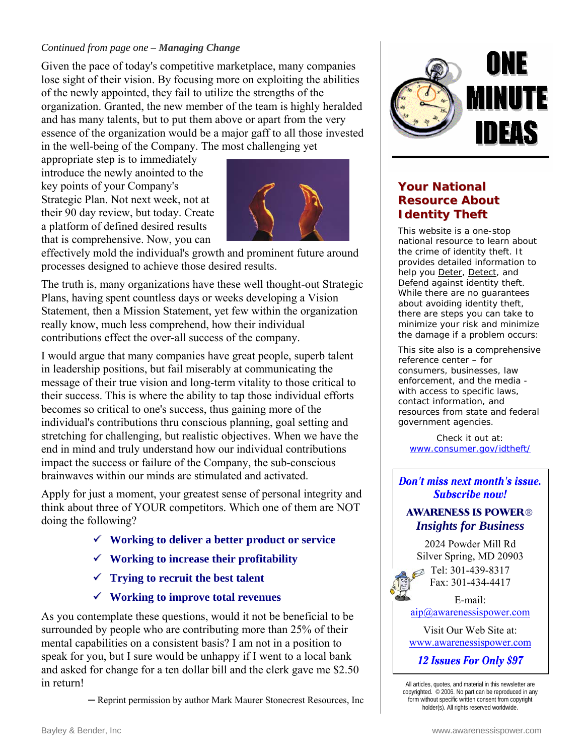*Continued from page one – **Managing Change***

Given the pace of today's competitive marketplace, many companies lose sight of their vision. By focusing more on exploiting the abilities of the newly appointed, they fail to utilize the strengths of the organization. Granted, the new member of the team is highly heralded and has many talents, but to put them above or apart from the very essence of the organization would be a major gaff to all those invested in the well-being of the Company. The most challenging yet appropriate step is to immediately introduce the newly anointed to the key points of your Company's Strategic Plan. Not next week, not at their 90 day review, but today. Create a platform of defined desired results that is comprehensive. Now, you can effectively mold the individual's growth and prominent future around processes designed to achieve those desired results.

The truth is, many organizations have these well thought-out Strategic Plans, having spent countless days or weeks developing a Vision Statement, then a Mission Statement, yet few within the organization really know, much less comprehend, how their individual contributions effect the over-all success of the company.

I would argue that many companies have great people, superb talent in leadership positions, but fail miserably at communicating the message of their true vision and long-term vitality to those critical to their success. This is where the ability to tap those individual efforts becomes so critical to one's success, thus gaining more of the individual's contributions thru conscious planning, goal setting and stretching for challenging, but realistic objectives. When we have the end in mind and truly understand how our individual contributions impact the success or failure of the Company, the sub-conscious brainwaves within our minds are stimulated and activated.

Apply for just a moment, your greatest sense of personal integrity and think about three of YOUR competitors. Which one of them are NOT doing the following?

- ✓ **Working to deliver a better product or service**
- ✓ **Working to increase their profitability**
- ✓ **Trying to recruit the best talent**
- ✓ **Working to improve total revenues**

As you contemplate these questions, would it not be beneficial to be surrounded by people who are contributing more than 25% of their mental capabilities on a consistent basis? I am not in a position to speak for you, but I sure would be unhappy if I went to a local bank and asked for change for a ten dollar bill and the clerk gave me $2.50 in return!

— Reprint permission by author Mark Maurer Stonecrest Resources, Inc

# ONE MINUTE IDEAS

## Your National Resource About Identity Theft

This website is a one-stop national resource to learn about the crime of identity theft. It provides detailed information to help you Deter, Detect, and Defend against identity theft. While there are no guarantees about avoiding identity theft, there are steps you can take to minimize your risk and minimize the damage if a problem occurs:

This site also is a comprehensive reference center – for consumers, businesses, law enforcement, and the media - with access to specific laws, contact information, and resources from state and federal government agencies.

Check it out at:
www.consumer.gov/idtheft/

***Don't miss next month's issue. Subscribe now!***

**AWARENESS IS POWER®**
***Insights for Business***

2024 Powder Mill Rd
Silver Spring, MD 20903
Tel: 301-439-8317
Fax: 301-434-4417

E-mail:
aip@awarenessispower.com

Visit Our Web Site at:
www.awarenessispower.com

***12 Issues For Only $97***

All articles, quotes, and material in this newsletter are copyrighted. © 2006. No part can be reproduced in any form without specific written consent from copyright holder(s). All rights reserved worldwide.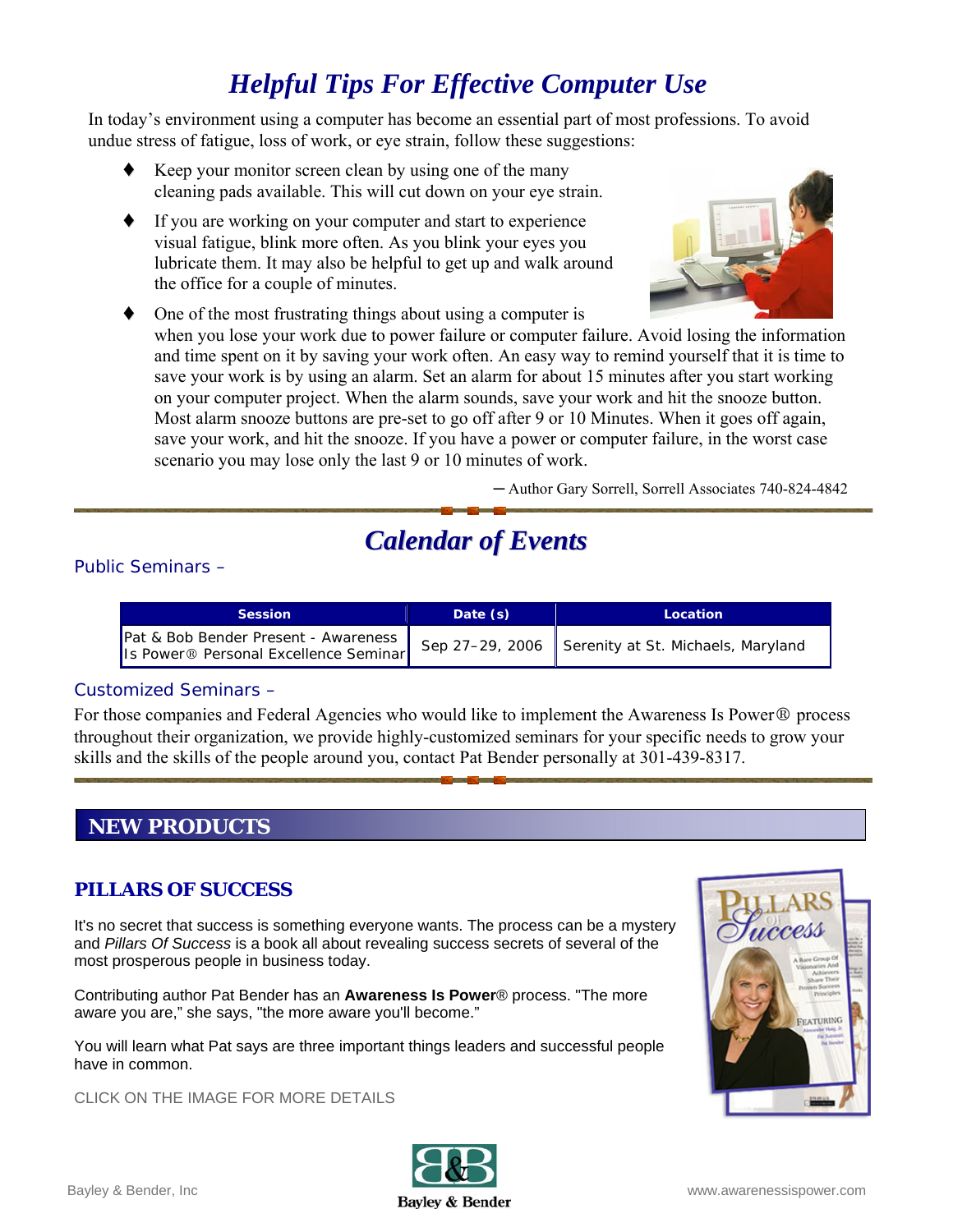# Helpful Tips For Effective Computer Use

In today's environment using a computer has become an essential part of most professions. To avoid undue stress of fatigue, loss of work, or eye strain, follow these suggestions:

- Keep your monitor screen clean by using one of the many cleaning pads available. This will cut down on your eye strain.
- If you are working on your computer and start to experience visual fatigue, blink more often. As you blink your eyes you lubricate them. It may also be helpful to get up and walk around the office for a couple of minutes.
- One of the most frustrating things about using a computer is when you lose your work due to power failure or computer failure. Avoid losing the information and time spent on it by saving your work often. An easy way to remind yourself that it is time to save your work is by using an alarm. Set an alarm for about 15 minutes after you start working on your computer project. When the alarm sounds, save your work and hit the snooze button. Most alarm snooze buttons are pre-set to go off after 9 or 10 Minutes. When it goes off again, save your work, and hit the snooze. If you have a power or computer failure, in the worst case scenario you may lose only the last 9 or 10 minutes of work.

― Author Gary Sorrell, Sorrell Associates 740-824-4842

# Calendar of Events

### Public Seminars –

| Session | Date (s) | Location |
|---|---|---|
| Pat & Bob Bender Present - Awareness Is Power® Personal Excellence Seminar | Sep 27–29, 2006 | Serenity at St. Michaels, Maryland |

### Customized Seminars –

For those companies and Federal Agencies who would like to implement the Awareness Is Power® process throughout their organization, we provide highly-customized seminars for your specific needs to grow your skills and the skills of the people around you, contact Pat Bender personally at 301-439-8317.

## NEW PRODUCTS

### PILLARS OF SUCCESS

It's no secret that success is something everyone wants. The process can be a mystery and *Pillars Of Success* is a book all about revealing success secrets of several of the most prosperous people in business today.

Contributing author Pat Bender has an **Awareness Is Power**® process. "The more aware you are," she says, "the more aware you'll become."

You will learn what Pat says are three important things leaders and successful people have in common.

CLICK ON THE IMAGE FOR MORE DETAILS

Bayley & Bender, Inc

Bayley & Bender

www.awarenessispower.com